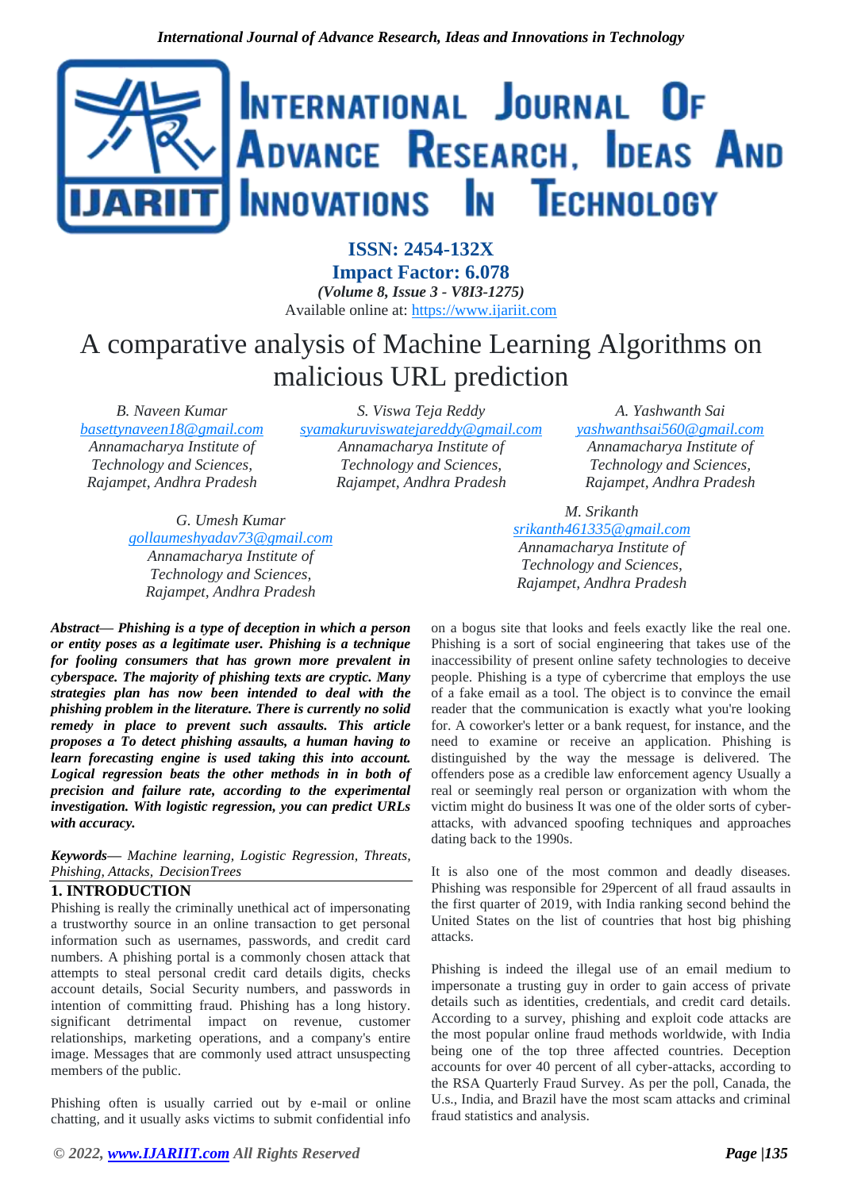ISSN: 2454-132X
Impact Factor: 6.078
*(Volume 8, Issue 3 - V8I3-1275)*
Available online at: https://www.ijariit.com

# A comparative analysis of Machine Learning Algorithms on malicious URL prediction

*B. Naveen Kumar*
*basettynaveen18@gmail.com*
*Annamacharya Institute of Technology and Sciences, Rajampet, Andhra Pradesh*

*S. Viswa Teja Reddy*
*syamakuruviswatejareddy@gmail.com*
*Annamacharya Institute of Technology and Sciences, Rajampet, Andhra Pradesh*

*A. Yashwanth Sai*
*yashwanthsai560@gmail.com*
*Annamacharya Institute of Technology and Sciences, Rajampet, Andhra Pradesh*

*G. Umesh Kumar*
*gollaumeshyadav73@gmail.com*
*Annamacharya Institute of Technology and Sciences, Rajampet, Andhra Pradesh*

*M. Srikanth*
*srikanth461335@gmail.com*
*Annamacharya Institute of Technology and Sciences, Rajampet, Andhra Pradesh*

***Abstract— Phishing is a type of deception in which a person or entity poses as a legitimate user. Phishing is a technique for fooling consumers that has grown more prevalent in cyberspace. The majority of phishing texts are cryptic. Many strategies plan has now been intended to deal with the phishing problem in the literature. There is currently no solid remedy in place to prevent such assaults. This article proposes a To detect phishing assaults, a human having to learn forecasting engine is used taking this into account. Logical regression beats the other methods in in both of precision and failure rate, according to the experimental investigation. With logistic regression, you can predict URLs with accuracy.***

***Keywords****— Machine learning, Logistic Regression, Threats, Phishing, Attacks, DecisionTrees*

## 1. INTRODUCTION

Phishing is really the criminally unethical act of impersonating a trustworthy source in an online transaction to get personal information such as usernames, passwords, and credit card numbers. A phishing portal is a commonly chosen attack that attempts to steal personal credit card details digits, checks account details, Social Security numbers, and passwords in intention of committing fraud. Phishing has a long history. significant detrimental impact on revenue, customer relationships, marketing operations, and a company's entire image. Messages that are commonly used attract unsuspecting members of the public.

Phishing often is usually carried out by e-mail or online chatting, and it usually asks victims to submit confidential info on a bogus site that looks and feels exactly like the real one. Phishing is a sort of social engineering that takes use of the inaccessibility of present online safety technologies to deceive people. Phishing is a type of cybercrime that employs the use of a fake email as a tool. The object is to convince the email reader that the communication is exactly what you're looking for. A coworker's letter or a bank request, for instance, and the need to examine or receive an application. Phishing is distinguished by the way the message is delivered. The offenders pose as a credible law enforcement agency Usually a real or seemingly real person or organization with whom the victim might do business It was one of the older sorts of cyber-attacks, with advanced spoofing techniques and approaches dating back to the 1990s.

It is also one of the most common and deadly diseases. Phishing was responsible for 29percent of all fraud assaults in the first quarter of 2019, with India ranking second behind the United States on the list of countries that host big phishing attacks.

Phishing is indeed the illegal use of an email medium to impersonate a trusting guy in order to gain access of private details such as identities, credentials, and credit card details. According to a survey, phishing and exploit code attacks are the most popular online fraud methods worldwide, with India being one of the top three affected countries. Deception accounts for over 40 percent of all cyber-attacks, according to the RSA Quarterly Fraud Survey. As per the poll, Canada, the U.S., India, and Brazil have the most scam attacks and criminal fraud statistics and analysis.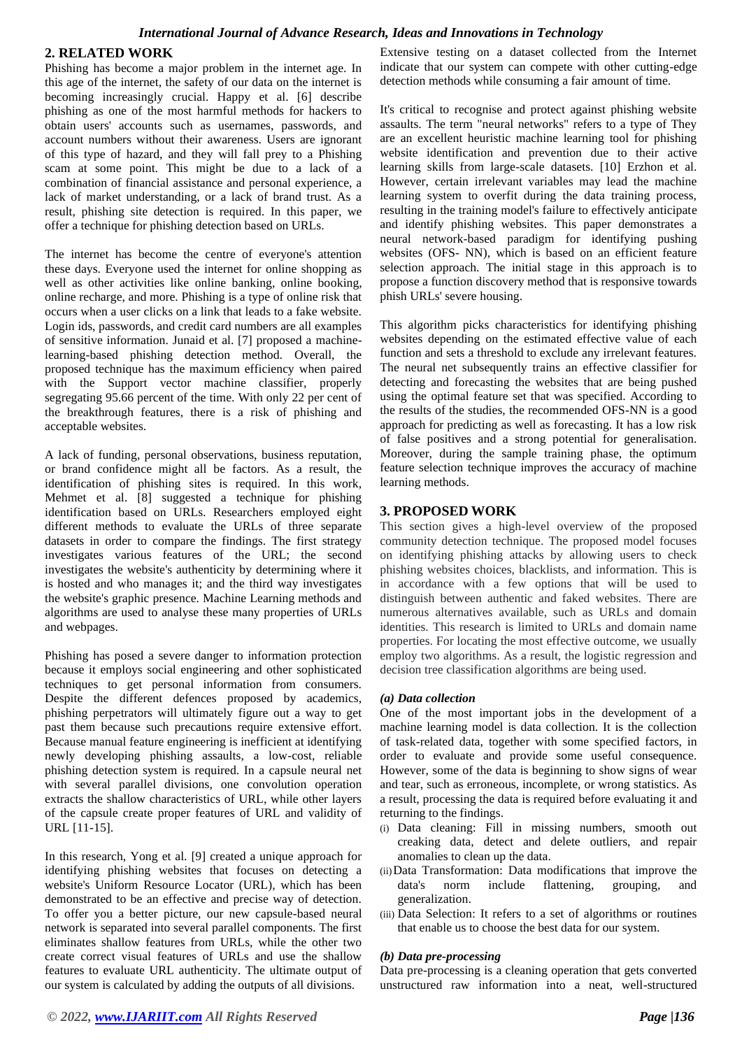## 2. RELATED WORK

Phishing has become a major problem in the internet age. In this age of the internet, the safety of our data on the internet is becoming increasingly crucial. Happy et al. [6] describe phishing as one of the most harmful methods for hackers to obtain users' accounts such as usernames, passwords, and account numbers without their awareness. Users are ignorant of this type of hazard, and they will fall prey to a Phishing scam at some point. This might be due to a lack of a combination of financial assistance and personal experience, a lack of market understanding, or a lack of brand trust. As a result, phishing site detection is required. In this paper, we offer a technique for phishing detection based on URLs.

The internet has become the centre of everyone's attention these days. Everyone used the internet for online shopping as well as other activities like online banking, online booking, online recharge, and more. Phishing is a type of online risk that occurs when a user clicks on a link that leads to a fake website. Login ids, passwords, and credit card numbers are all examples of sensitive information. Junaid et al. [7] proposed a machine-learning-based phishing detection method. Overall, the proposed technique has the maximum efficiency when paired with the Support vector machine classifier, properly segregating 95.66 percent of the time. With only 22 per cent of the breakthrough features, there is a risk of phishing and acceptable websites.

A lack of funding, personal observations, business reputation, or brand confidence might all be factors. As a result, the identification of phishing sites is required. In this work, Mehmet et al. [8] suggested a technique for phishing identification based on URLs. Researchers employed eight different methods to evaluate the URLs of three separate datasets in order to compare the findings. The first strategy investigates various features of the URL; the second investigates the website's authenticity by determining where it is hosted and who manages it; and the third way investigates the website's graphic presence. Machine Learning methods and algorithms are used to analyse these many properties of URLs and webpages.

Phishing has posed a severe danger to information protection because it employs social engineering and other sophisticated techniques to get personal information from consumers. Despite the different defences proposed by academics, phishing perpetrators will ultimately figure out a way to get past them because such precautions require extensive effort. Because manual feature engineering is inefficient at identifying newly developing phishing assaults, a low-cost, reliable phishing detection system is required. In a capsule neural net with several parallel divisions, one convolution operation extracts the shallow characteristics of URL, while other layers of the capsule create proper features of URL and validity of URL [11-15].

In this research, Yong et al. [9] created a unique approach for identifying phishing websites that focuses on detecting a website's Uniform Resource Locator (URL), which has been demonstrated to be an effective and precise way of detection. To offer you a better picture, our new capsule-based neural network is separated into several parallel components. The first eliminates shallow features from URLs, while the other two create correct visual features of URLs and use the shallow features to evaluate URL authenticity. The ultimate output of our system is calculated by adding the outputs of all divisions. Extensive testing on a dataset collected from the Internet indicate that our system can compete with other cutting-edge detection methods while consuming a fair amount of time.

It's critical to recognise and protect against phishing website assaults. The term "neural networks" refers to a type of They are an excellent heuristic machine learning tool for phishing website identification and prevention due to their active learning skills from large-scale datasets. [10] Erzhon et al. However, certain irrelevant variables may lead the machine learning system to overfit during the data training process, resulting in the training model's failure to effectively anticipate and identify phishing websites. This paper demonstrates a neural network-based paradigm for identifying pushing websites (OFS- NN), which is based on an efficient feature selection approach. The initial stage in this approach is to propose a function discovery method that is responsive towards phish URLs' severe housing.

This algorithm picks characteristics for identifying phishing websites depending on the estimated effective value of each function and sets a threshold to exclude any irrelevant features. The neural net subsequently trains an effective classifier for detecting and forecasting the websites that are being pushed using the optimal feature set that was specified. According to the results of the studies, the recommended OFS-NN is a good approach for predicting as well as forecasting. It has a low risk of false positives and a strong potential for generalisation. Moreover, during the sample training phase, the optimum feature selection technique improves the accuracy of machine learning methods.

## 3. PROPOSED WORK

This section gives a high-level overview of the proposed community detection technique. The proposed model focuses on identifying phishing attacks by allowing users to check phishing websites choices, blacklists, and information. This is in accordance with a few options that will be used to distinguish between authentic and faked websites. There are numerous alternatives available, such as URLs and domain identities. This research is limited to URLs and domain name properties. For locating the most effective outcome, we usually employ two algorithms. As a result, the logistic regression and decision tree classification algorithms are being used.

### *(a) Data collection*

One of the most important jobs in the development of a machine learning model is data collection. It is the collection of task-related data, together with some specified factors, in order to evaluate and provide some useful consequence. However, some of the data is beginning to show signs of wear and tear, such as erroneous, incomplete, or wrong statistics. As a result, processing the data is required before evaluating it and returning to the findings.

- (i) Data cleaning: Fill in missing numbers, smooth out creaking data, detect and delete outliers, and repair anomalies to clean up the data.
- (ii) Data Transformation: Data modifications that improve the data's norm include flattening, grouping, and generalization.
- (iii) Data Selection: It refers to a set of algorithms or routines that enable us to choose the best data for our system.

### *(b) Data pre-processing*

Data pre-processing is a cleaning operation that gets converted unstructured raw information into a neat, well-structured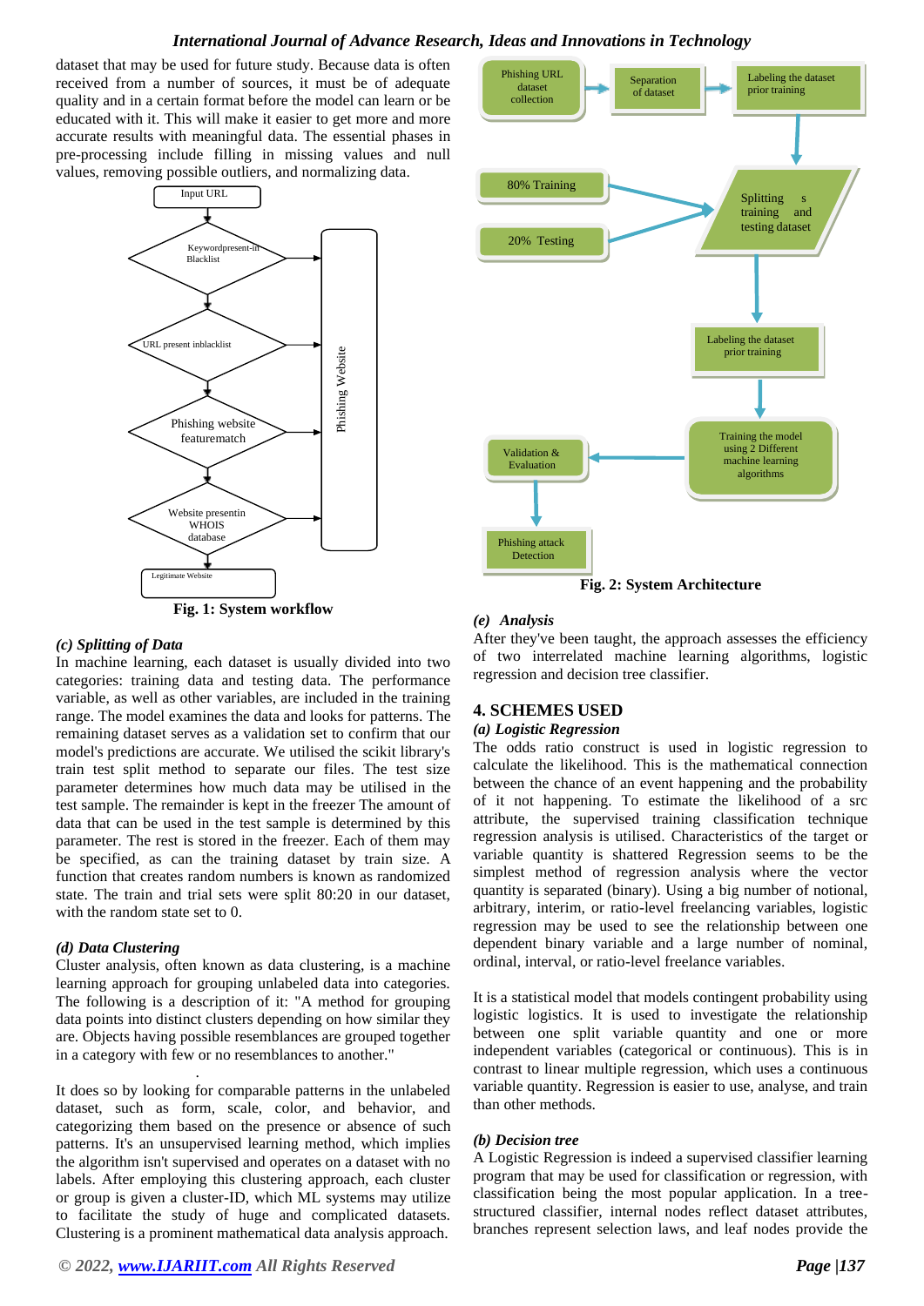dataset that may be used for future study. Because data is often received from a number of sources, it must be of adequate quality and in a certain format before the model can learn or be educated with it. This will make it easier to get more and more accurate results with meaningful data. The essential phases in pre-processing include filling in missing values and null values, removing possible outliers, and normalizing data.

**Fig. 1: System workflow**

### *(c) Splitting of Data*

In machine learning, each dataset is usually divided into two categories: training data and testing data. The performance variable, as well as other variables, are included in the training range. The model examines the data and looks for patterns. The remaining dataset serves as a validation set to confirm that our model's predictions are accurate. We utilised the scikit library's train test split method to separate our files. The test size parameter determines how much data may be utilised in the test sample. The remainder is kept in the freezer The amount of data that can be used in the test sample is determined by this parameter. The rest is stored in the freezer. Each of them may be specified, as can the training dataset by train size. A function that creates random numbers is known as randomized state. The train and trial sets were split 80:20 in our dataset, with the random state set to 0.

### *(d) Data Clustering*

Cluster analysis, often known as data clustering, is a machine learning approach for grouping unlabeled data into categories. The following is a description of it: "A method for grouping data points into distinct clusters depending on how similar they are. Objects having possible resemblances are grouped together in a category with few or no resemblances to another."

It does so by looking for comparable patterns in the unlabeled dataset, such as form, scale, color, and behavior, and categorizing them based on the presence or absence of such patterns. It's an unsupervised learning method, which implies the algorithm isn't supervised and operates on a dataset with no labels. After employing this clustering approach, each cluster or group is given a cluster-ID, which ML systems may utilize to facilitate the study of huge and complicated datasets. Clustering is a prominent mathematical data analysis approach.

**Fig. 2: System Architecture**

### *(e) Analysis*

After they've been taught, the approach assesses the efficiency of two interrelated machine learning algorithms, logistic regression and decision tree classifier.

## 4. SCHEMES USED

### *(a) Logistic Regression*

The odds ratio construct is used in logistic regression to calculate the likelihood. This is the mathematical connection between the chance of an event happening and the probability of it not happening. To estimate the likelihood of a src attribute, the supervised training classification technique regression analysis is utilised. Characteristics of the target or variable quantity is shattered Regression seems to be the simplest method of regression analysis where the vector quantity is separated (binary). Using a big number of notional, arbitrary, interim, or ratio-level freelancing variables, logistic regression may be used to see the relationship between one dependent binary variable and a large number of nominal, ordinal, interval, or ratio-level freelance variables.

It is a statistical model that models contingent probability using logistic logistics. It is used to investigate the relationship between one split variable quantity and one or more independent variables (categorical or continuous). This is in contrast to linear multiple regression, which uses a continuous variable quantity. Regression is easier to use, analyse, and train than other methods.

### *(b) Decision tree*

A Logistic Regression is indeed a supervised classifier learning program that may be used for classification or regression, with classification being the most popular application. In a tree-structured classifier, internal nodes reflect dataset attributes, branches represent selection laws, and leaf nodes provide the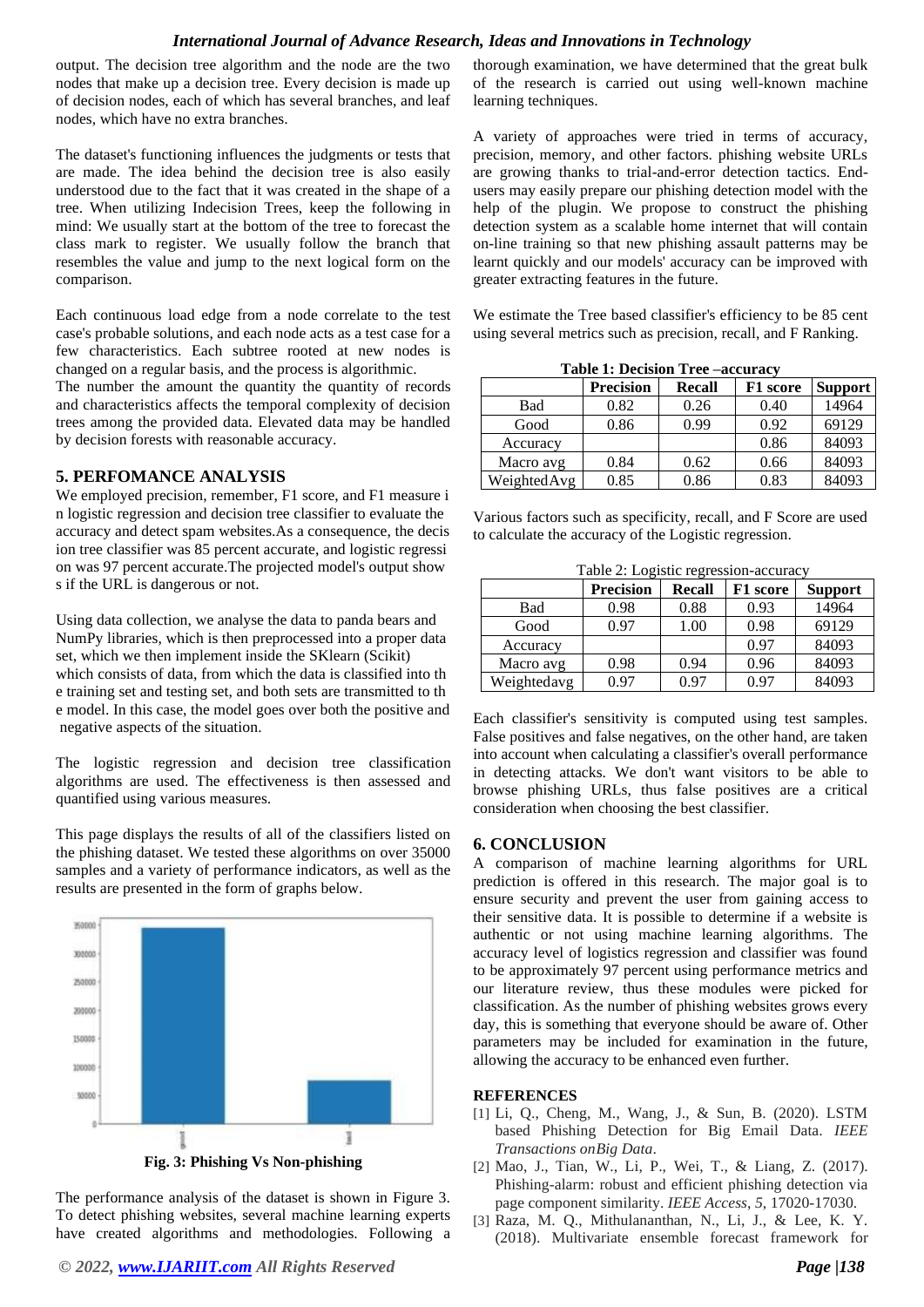output. The decision tree algorithm and the node are the two nodes that make up a decision tree. Every decision is made up of decision nodes, each of which has several branches, and leaf nodes, which have no extra branches.

The dataset's functioning influences the judgments or tests that are made. The idea behind the decision tree is also easily understood due to the fact that it was created in the shape of a tree. When utilizing Indecision Trees, keep the following in mind: We usually start at the bottom of the tree to forecast the class mark to register. We usually follow the branch that resembles the value and jump to the next logical form on the comparison.

Each continuous load edge from a node correlate to the test case's probable solutions, and each node acts as a test case for a few characteristics. Each subtree rooted at new nodes is changed on a regular basis, and the process is algorithmic.
The number the amount the quantity the quantity of records and characteristics affects the temporal complexity of decision trees among the provided data. Elevated data may be handled by decision forests with reasonable accuracy.

## 5. PERFOMANCE ANALYSIS

We employed precision, remember, F1 score, and F1 measure i n logistic regression and decision tree classifier to evaluate the accuracy and detect spam websites.As a consequence, the decis ion tree classifier was 85 percent accurate, and logistic regressi on was 97 percent accurate.The projected model's output show s if the URL is dangerous or not.

Using data collection, we analyse the data to panda bears and NumPy libraries, which is then preprocessed into a proper data set, which we then implement inside the SKlearn (Scikit) which consists of data, from which the data is classified into th e training set and testing set, and both sets are transmitted to th e model. In this case, the model goes over both the positive and negative aspects of the situation.

The logistic regression and decision tree classification algorithms are used. The effectiveness is then assessed and quantified using various measures.

This page displays the results of all of the classifiers listed on the phishing dataset. We tested these algorithms on over 35000 samples and a variety of performance indicators, as well as the results are presented in the form of graphs below.

**Fig. 3: Phishing Vs Non-phishing**

The performance analysis of the dataset is shown in Figure 3. To detect phishing websites, several machine learning experts have created algorithms and methodologies. Following a thorough examination, we have determined that the great bulk of the research is carried out using well-known machine learning techniques.

A variety of approaches were tried in terms of accuracy, precision, memory, and other factors. phishing website URLs are growing thanks to trial-and-error detection tactics. End-users may easily prepare our phishing detection model with the help of the plugin. We propose to construct the phishing detection system as a scalable home internet that will contain on-line training so that new phishing assault patterns may be learnt quickly and our models' accuracy can be improved with greater extracting features in the future.

We estimate the Tree based classifier's efficiency to be 85 cent using several metrics such as precision, recall, and F Ranking.

**Table 1: Decision Tree –accuracy**

| | Precision | Recall | F1 score | Support |
|---|---|---|---|---|
| Bad | 0.82 | 0.26 | 0.40 | 14964 |
| Good | 0.86 | 0.99 | 0.92 | 69129 |
| Accuracy | | | 0.86 | 84093 |
| Macro avg | 0.84 | 0.62 | 0.66 | 84093 |
| WeightedAvg | 0.85 | 0.86 | 0.83 | 84093 |

Various factors such as specificity, recall, and F Score are used to calculate the accuracy of the Logistic regression.

Table 2: Logistic regression-accuracy

| | Precision | Recall | F1 score | Support |
|---|---|---|---|---|
| Bad | 0.98 | 0.88 | 0.93 | 14964 |
| Good | 0.97 | 1.00 | 0.98 | 69129 |
| Accuracy | | | 0.97 | 84093 |
| Macro avg | 0.98 | 0.94 | 0.96 | 84093 |
| Weightedavg | 0.97 | 0.97 | 0.97 | 84093 |

Each classifier's sensitivity is computed using test samples. False positives and false negatives, on the other hand, are taken into account when calculating a classifier's overall performance in detecting attacks. We don't want visitors to be able to browse phishing URLs, thus false positives are a critical consideration when choosing the best classifier.

## 6. CONCLUSION

A comparison of machine learning algorithms for URL prediction is offered in this research. The major goal is to ensure security and prevent the user from gaining access to their sensitive data. It is possible to determine if a website is authentic or not using machine learning algorithms. The accuracy level of logistics regression and classifier was found to be approximately 97 percent using performance metrics and our literature review, thus these modules were picked for classification. As the number of phishing websites grows every day, this is something that everyone should be aware of. Other parameters may be included for examination in the future, allowing the accuracy to be enhanced even further.

## REFERENCES

[1] Li, Q., Cheng, M., Wang, J., & Sun, B. (2020). LSTM based Phishing Detection for Big Email Data. *IEEE Transactions onBig Data*.

[2] Mao, J., Tian, W., Li, P., Wei, T., & Liang, Z. (2017). Phishing-alarm: robust and efficient phishing detection via page component similarity. *IEEE Access*, *5*, 17020-17030.

[3] Raza, M. Q., Mithulananthan, N., Li, J., & Lee, K. Y. (2018). Multivariate ensemble forecast framework for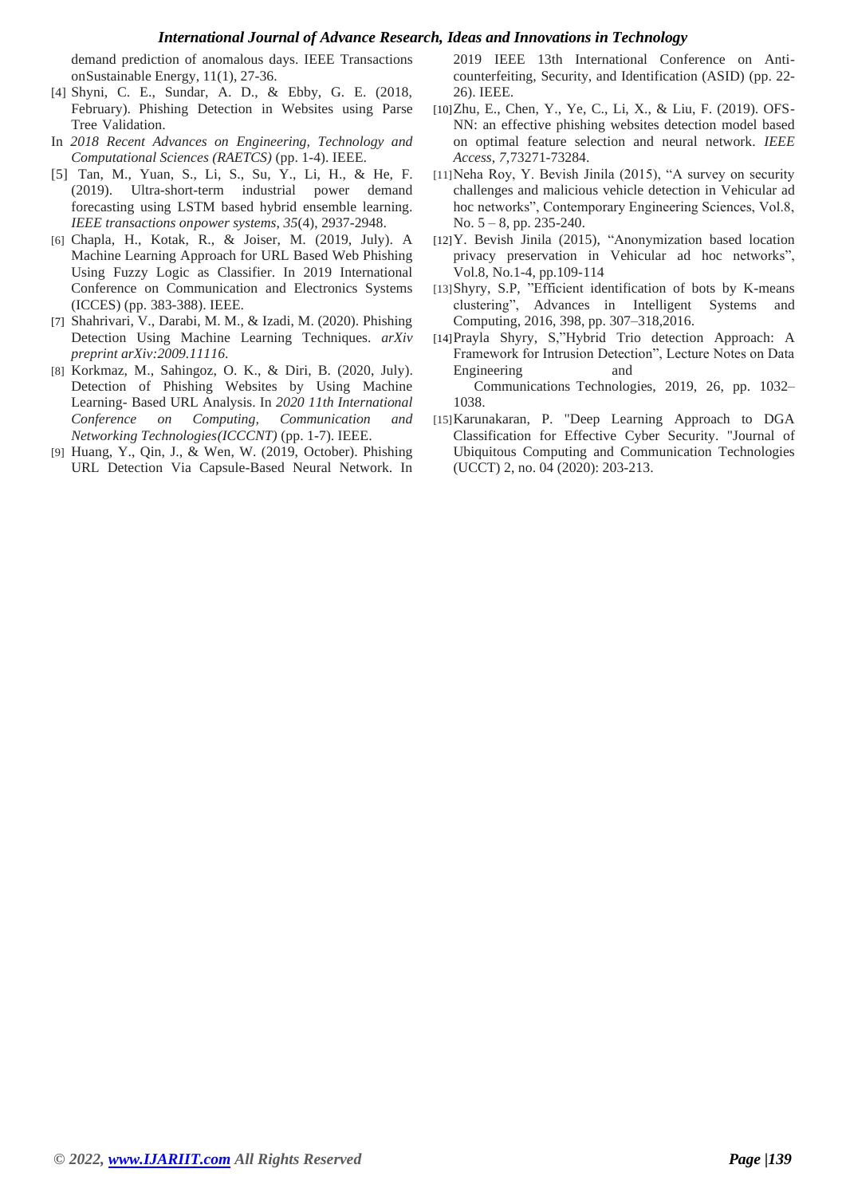demand prediction of anomalous days. IEEE Transactions onSustainable Energy, 11(1), 27-36.

[4] Shyni, C. E., Sundar, A. D., & Ebby, G. E. (2018, February). Phishing Detection in Websites using Parse Tree Validation.

In *2018 Recent Advances on Engineering, Technology and Computational Sciences (RAETCS)* (pp. 1-4). IEEE.

[5] Tan, M., Yuan, S., Li, S., Su, Y., Li, H., & He, F. (2019). Ultra-short-term industrial power demand forecasting using LSTM based hybrid ensemble learning. *IEEE transactions onpower systems*, *35*(4), 2937-2948.

[6] Chapla, H., Kotak, R., & Joiser, M. (2019, July). A Machine Learning Approach for URL Based Web Phishing Using Fuzzy Logic as Classifier. In 2019 International Conference on Communication and Electronics Systems (ICCES) (pp. 383-388). IEEE.

[7] Shahrivari, V., Darabi, M. M., & Izadi, M. (2020). Phishing Detection Using Machine Learning Techniques. *arXiv preprint arXiv:2009.11116*.

[8] Korkmaz, M., Sahingoz, O. K., & Diri, B. (2020, July). Detection of Phishing Websites by Using Machine Learning- Based URL Analysis. In *2020 11th International Conference on Computing, Communication and Networking Technologies(ICCCNT)* (pp. 1-7). IEEE.

[9] Huang, Y., Qin, J., & Wen, W. (2019, October). Phishing URL Detection Via Capsule-Based Neural Network. In 2019 IEEE 13th International Conference on Anti-counterfeiting, Security, and Identification (ASID) (pp. 22-26). IEEE.

[10] Zhu, E., Chen, Y., Ye, C., Li, X., & Liu, F. (2019). OFS-NN: an effective phishing websites detection model based on optimal feature selection and neural network. *IEEE Access*, *7*,73271-73284.

[11] Neha Roy, Y. Bevish Jinila (2015), "A survey on security challenges and malicious vehicle detection in Vehicular ad hoc networks", Contemporary Engineering Sciences, Vol.8, No. 5 – 8, pp. 235-240.

[12] Y. Bevish Jinila (2015), "Anonymization based location privacy preservation in Vehicular ad hoc networks", Vol.8, No.1-4, pp.109-114

[13] Shyry, S.P, "Efficient identification of bots by K-means clustering", Advances in Intelligent Systems and Computing, 2016, 398, pp. 307–318,2016.

[14] Prayla Shyry, S,"Hybrid Trio detection Approach: A Framework for Intrusion Detection", Lecture Notes on Data Engineering and Communications Technologies, 2019, 26, pp. 1032–1038.

[15] Karunakaran, P. "Deep Learning Approach to DGA Classification for Effective Cyber Security. "Journal of Ubiquitous Computing and Communication Technologies (UCCT) 2, no. 04 (2020): 203-213.